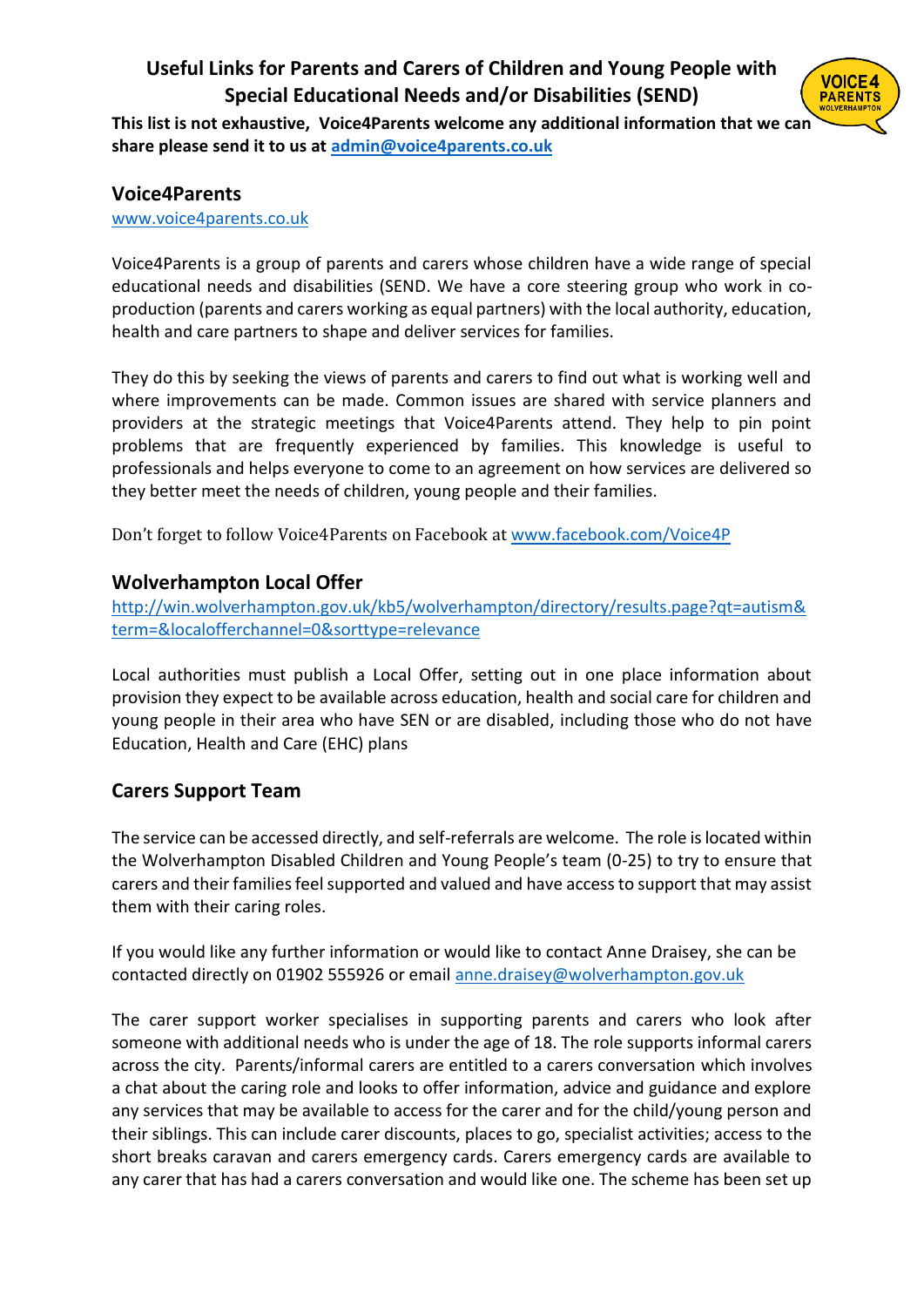# Useful Links for Parents and Carers of Children and Young People with Special Educational Needs and/or Disabilities (SEND)

**This list is not exhaustive, Voice4Parents welcome any additional information that we can share please send it to us at [admin@voice4parents.co.uk](mailto:admin@voice4parents.co.uk)**

## Voice4Parents

[www.voice4parents.co.uk](http://www.voice4parents.co.uk)

Voice4Parents is a group of parents and carers whose children have a wide range of special educational needs and disabilities (SEND. We have a core steering group who work in co-production (parents and carers working as equal partners) with the local authority, education, health and care partners to shape and deliver services for families.

They do this by seeking the views of parents and carers to find out what is working well and where improvements can be made. Common issues are shared with service planners and providers at the strategic meetings that Voice4Parents attend. They help to pin point problems that are frequently experienced by families. This knowledge is useful to professionals and helps everyone to come to an agreement on how services are delivered so they better meet the needs of children, young people and their families.

Don't forget to follow Voice4Parents on Facebook at [www.facebook.com/Voice4P](http://www.facebook.com/Voice4P)

## Wolverhampton Local Offer

[http://win.wolverhampton.gov.uk/kb5/wolverhampton/directory/results.page?qt=autism&term=&localofferchannel=0&sorttype=relevance](http://win.wolverhampton.gov.uk/kb5/wolverhampton/directory/results.page?qt=autism&term=&localofferchannel=0&sorttype=relevance)

Local authorities must publish a Local Offer, setting out in one place information about provision they expect to be available across education, health and social care for children and young people in their area who have SEN or are disabled, including those who do not have Education, Health and Care (EHC) plans

## Carers Support Team

The service can be accessed directly, and self-referrals are welcome. The role is located within the Wolverhampton Disabled Children and Young People's team (0-25) to try to ensure that carers and their families feel supported and valued and have access to support that may assist them with their caring roles.

If you would like any further information or would like to contact Anne Draisey, she can be contacted directly on 01902 555926 or email [anne.draisey@wolverhampton.gov.uk](mailto:anne.draisey@wolverhampton.gov.uk)

The carer support worker specialises in supporting parents and carers who look after someone with additional needs who is under the age of 18. The role supports informal carers across the city. Parents/informal carers are entitled to a carers conversation which involves a chat about the caring role and looks to offer information, advice and guidance and explore any services that may be available to access for the carer and for the child/young person and their siblings. This can include carer discounts, places to go, specialist activities; access to the short breaks caravan and carers emergency cards. Carers emergency cards are available to any carer that has had a carers conversation and would like one. The scheme has been set up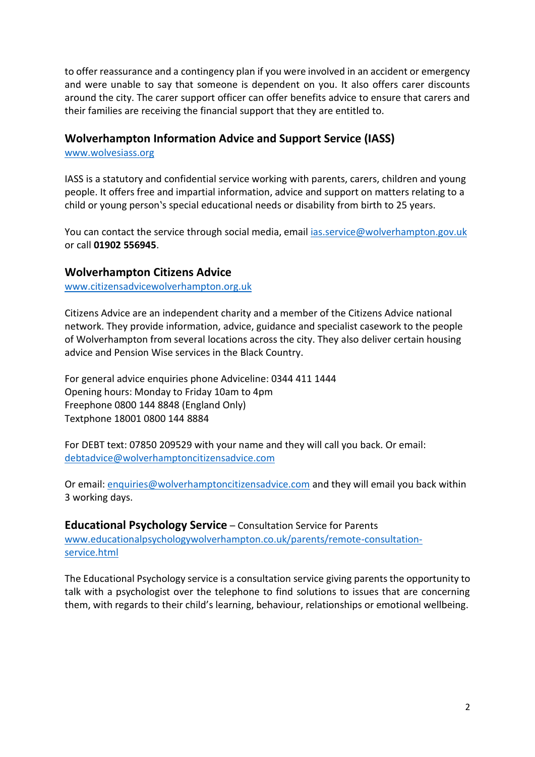to offer reassurance and a contingency plan if you were involved in an accident or emergency and were unable to say that someone is dependent on you. It also offers carer discounts around the city. The carer support officer can offer benefits advice to ensure that carers and their families are receiving the financial support that they are entitled to.

## Wolverhampton Information Advice and Support Service (IASS)

[www.wolvesiass.org](www.wolvesiass.org)

IASS is a statutory and confidential service working with parents, carers, children and young people. It offers free and impartial information, advice and support on matters relating to a child or young person's special educational needs or disability from birth to 25 years.

You can contact the service through social media, email ias.service@wolverhampton.gov.uk or call **01902 556945**.

## Wolverhampton Citizens Advice

[www.citizensadvicewolverhampton.org.uk](www.citizensadvicewolverhampton.org.uk)

Citizens Advice are an independent charity and a member of the Citizens Advice national network. They provide information, advice, guidance and specialist casework to the people of Wolverhampton from several locations across the city. They also deliver certain housing advice and Pension Wise services in the Black Country.

For general advice enquiries phone Adviceline: 0344 411 1444
Opening hours: Monday to Friday 10am to 4pm
Freephone 0800 144 8848 (England Only)
Textphone 18001 0800 144 8884

For DEBT text: 07850 209529 with your name and they will call you back. Or email: debtadvice@wolverhamptoncitizensadvice.com

Or email: enquiries@wolverhamptoncitizensadvice.com and they will email you back within 3 working days.

## Educational Psychology Service – Consultation Service for Parents

[www.educationalpsychologywolverhampton.co.uk/parents/remote-consultation-service.html](www.educationalpsychologywolverhampton.co.uk/parents/remote-consultation-service.html)

The Educational Psychology service is a consultation service giving parents the opportunity to talk with a psychologist over the telephone to find solutions to issues that are concerning them, with regards to their child's learning, behaviour, relationships or emotional wellbeing.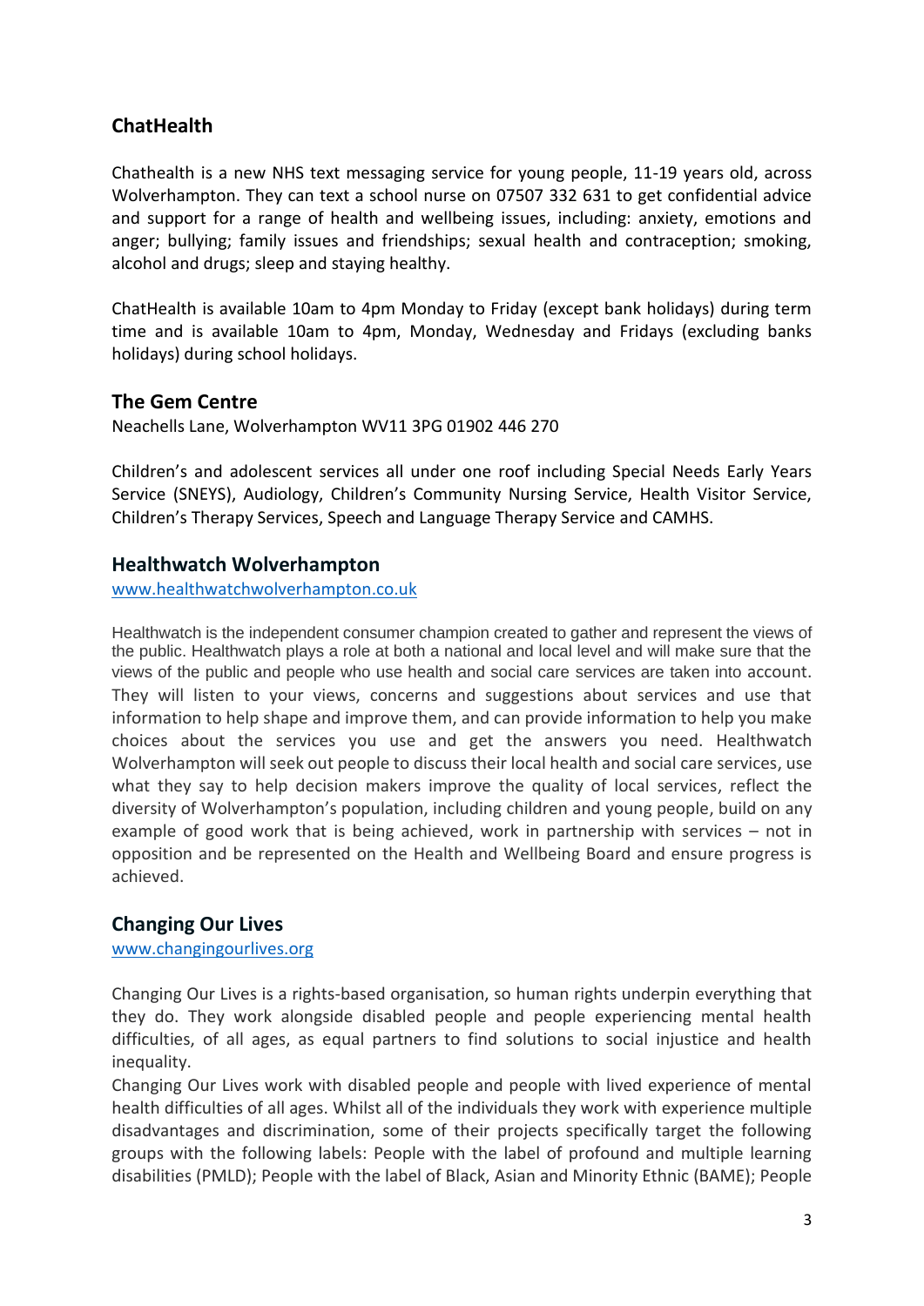## ChatHealth

Chathealth is a new NHS text messaging service for young people, 11-19 years old, across Wolverhampton. They can text a school nurse on 07507 332 631 to get confidential advice and support for a range of health and wellbeing issues, including: anxiety, emotions and anger; bullying; family issues and friendships; sexual health and contraception; smoking, alcohol and drugs; sleep and staying healthy.

ChatHealth is available 10am to 4pm Monday to Friday (except bank holidays) during term time and is available 10am to 4pm, Monday, Wednesday and Fridays (excluding banks holidays) during school holidays.

## The Gem Centre

Neachells Lane, Wolverhampton WV11 3PG 01902 446 270

Children's and adolescent services all under one roof including Special Needs Early Years Service (SNEYS), Audiology, Children's Community Nursing Service, Health Visitor Service, Children's Therapy Services, Speech and Language Therapy Service and CAMHS.

## Healthwatch Wolverhampton

www.healthwatchwolverhampton.co.uk

Healthwatch is the independent consumer champion created to gather and represent the views of the public. Healthwatch plays a role at both a national and local level and will make sure that the views of the public and people who use health and social care services are taken into account. They will listen to your views, concerns and suggestions about services and use that information to help shape and improve them, and can provide information to help you make choices about the services you use and get the answers you need. Healthwatch Wolverhampton will seek out people to discuss their local health and social care services, use what they say to help decision makers improve the quality of local services, reflect the diversity of Wolverhampton's population, including children and young people, build on any example of good work that is being achieved, work in partnership with services – not in opposition and be represented on the Health and Wellbeing Board and ensure progress is achieved.

## Changing Our Lives

www.changingourlives.org

Changing Our Lives is a rights-based organisation, so human rights underpin everything that they do. They work alongside disabled people and people experiencing mental health difficulties, of all ages, as equal partners to find solutions to social injustice and health inequality.

Changing Our Lives work with disabled people and people with lived experience of mental health difficulties of all ages. Whilst all of the individuals they work with experience multiple disadvantages and discrimination, some of their projects specifically target the following groups with the following labels: People with the label of profound and multiple learning disabilities (PMLD); People with the label of Black, Asian and Minority Ethnic (BAME); People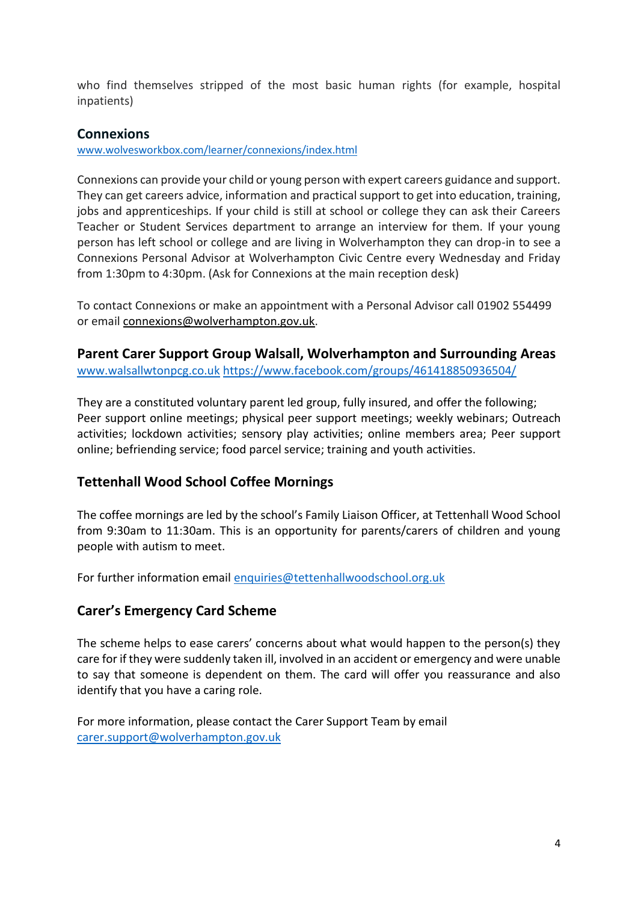who find themselves stripped of the most basic human rights (for example, hospital inpatients)

## Connexions

www.wolvesworkbox.com/learner/connexions/index.html

Connexions can provide your child or young person with expert careers guidance and support. They can get careers advice, information and practical support to get into education, training, jobs and apprenticeships. If your child is still at school or college they can ask their Careers Teacher or Student Services department to arrange an interview for them. If your young person has left school or college and are living in Wolverhampton they can drop-in to see a Connexions Personal Advisor at Wolverhampton Civic Centre every Wednesday and Friday from 1:30pm to 4:30pm. (Ask for Connexions at the main reception desk)

To contact Connexions or make an appointment with a Personal Advisor call 01902 554499 or email connexions@wolverhampton.gov.uk.

## Parent Carer Support Group Walsall, Wolverhampton and Surrounding Areas

www.walsallwtonpcg.co.uk https://www.facebook.com/groups/461418850936504/

They are a constituted voluntary parent led group, fully insured, and offer the following; Peer support online meetings; physical peer support meetings; weekly webinars; Outreach activities; lockdown activities; sensory play activities; online members area; Peer support online; befriending service; food parcel service; training and youth activities.

## Tettenhall Wood School Coffee Mornings

The coffee mornings are led by the school's Family Liaison Officer, at Tettenhall Wood School from 9:30am to 11:30am. This is an opportunity for parents/carers of children and young people with autism to meet.

For further information email enquiries@tettenhallwoodschool.org.uk

## Carer's Emergency Card Scheme

The scheme helps to ease carers' concerns about what would happen to the person(s) they care for if they were suddenly taken ill, involved in an accident or emergency and were unable to say that someone is dependent on them. The card will offer you reassurance and also identify that you have a caring role.

For more information, please contact the Carer Support Team by email carer.support@wolverhampton.gov.uk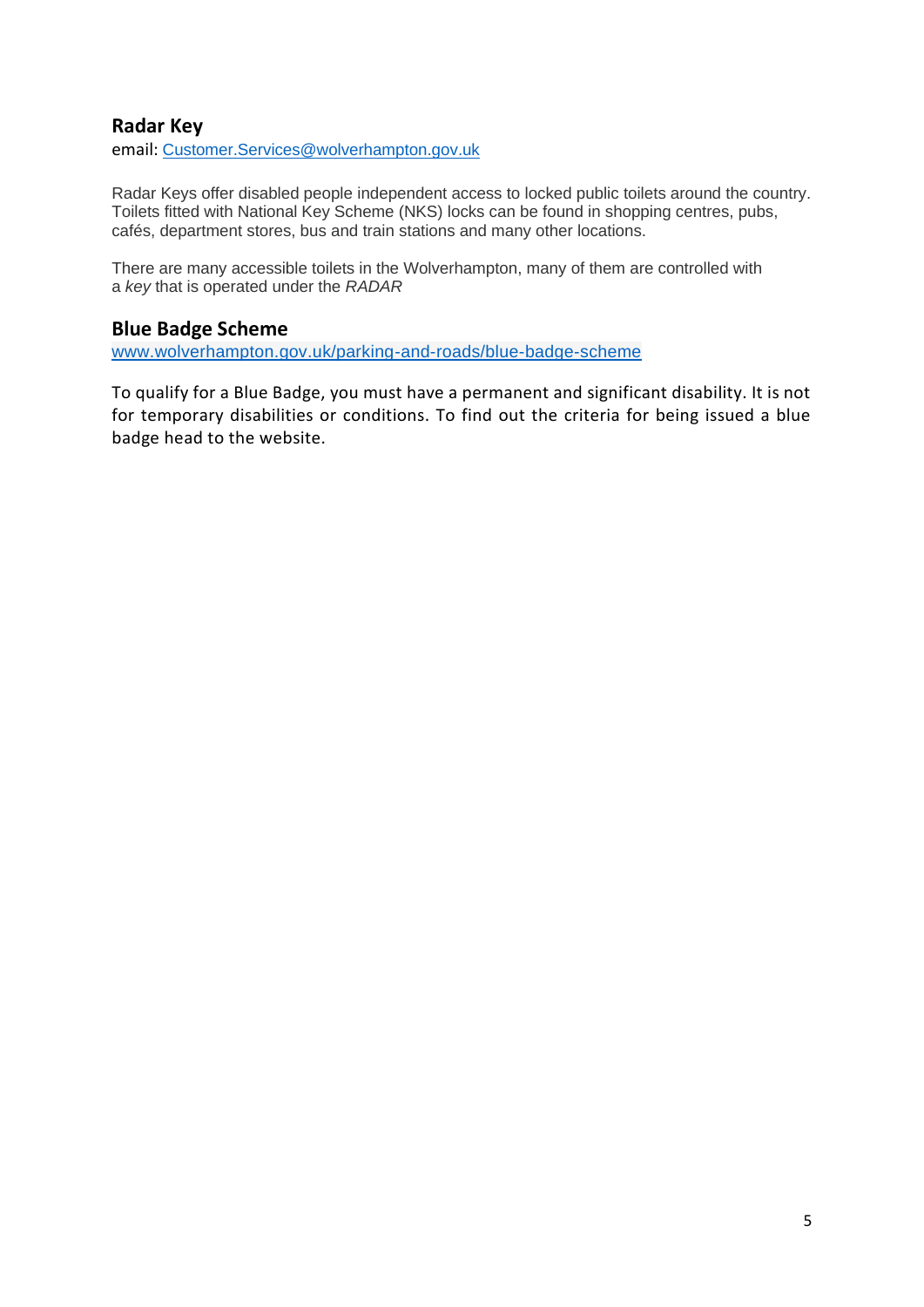## Radar Key

email: Customer.Services@wolverhampton.gov.uk

Radar Keys offer disabled people independent access to locked public toilets around the country. Toilets fitted with National Key Scheme (NKS) locks can be found in shopping centres, pubs, cafés, department stores, bus and train stations and many other locations.

There are many accessible toilets in the Wolverhampton, many of them are controlled with a *key* that is operated under the *RADAR*

## Blue Badge Scheme

www.wolverhampton.gov.uk/parking-and-roads/blue-badge-scheme

To qualify for a Blue Badge, you must have a permanent and significant disability. It is not for temporary disabilities or conditions. To find out the criteria for being issued a blue badge head to the website.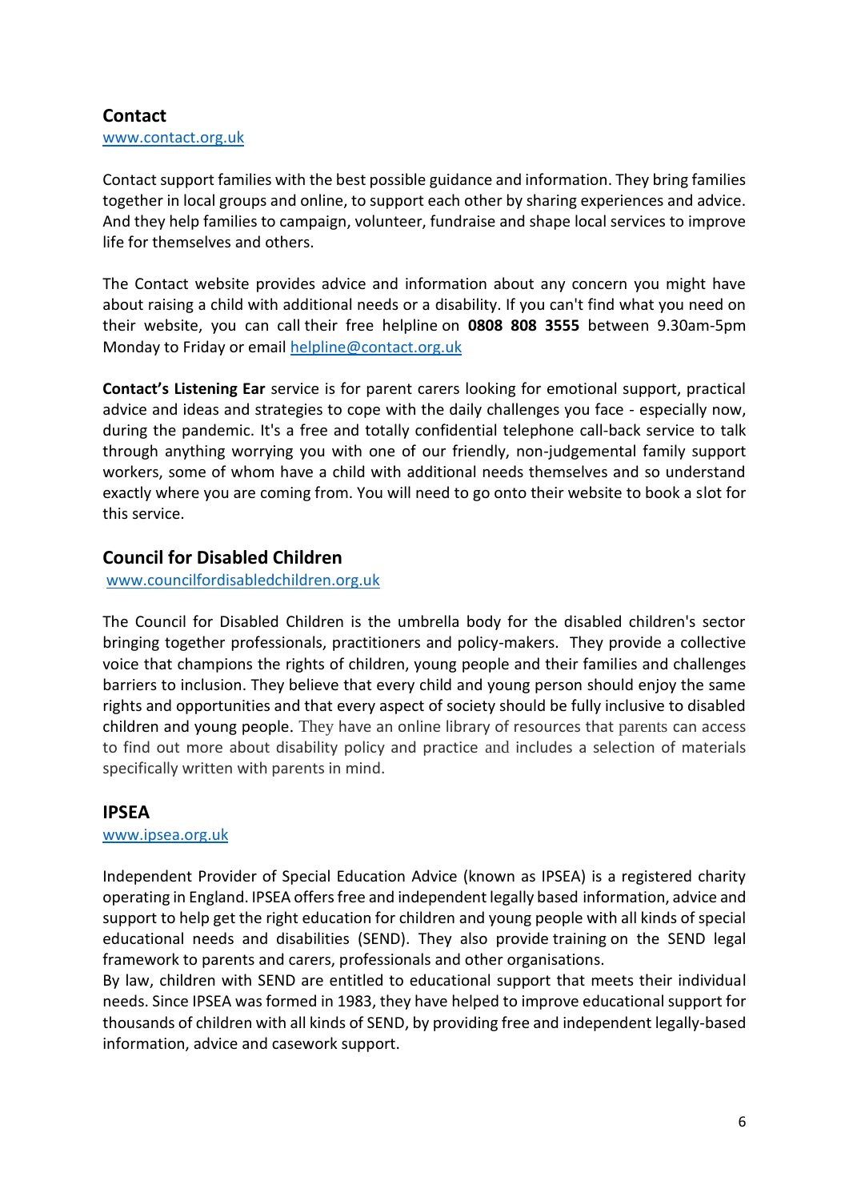## Contact

www.contact.org.uk

Contact support families with the best possible guidance and information. They bring families together in local groups and online, to support each other by sharing experiences and advice. And they help families to campaign, volunteer, fundraise and shape local services to improve life for themselves and others.

The Contact website provides advice and information about any concern you might have about raising a child with additional needs or a disability. If you can't find what you need on their website, you can call their free helpline on **0808 808 3555** between 9.30am-5pm Monday to Friday or email helpline@contact.org.uk

**Contact's Listening Ear** service is for parent carers looking for emotional support, practical advice and ideas and strategies to cope with the daily challenges you face - especially now, during the pandemic. It's a free and totally confidential telephone call-back service to talk through anything worrying you with one of our friendly, non-judgemental family support workers, some of whom have a child with additional needs themselves and so understand exactly where you are coming from. You will need to go onto their website to book a slot for this service.

## Council for Disabled Children

www.councilfordisabledchildren.org.uk

The Council for Disabled Children is the umbrella body for the disabled children's sector bringing together professionals, practitioners and policy-makers. They provide a collective voice that champions the rights of children, young people and their families and challenges barriers to inclusion. They believe that every child and young person should enjoy the same rights and opportunities and that every aspect of society should be fully inclusive to disabled children and young people. They have an online library of resources that parents can access to find out more about disability policy and practice and includes a selection of materials specifically written with parents in mind.

## IPSEA

www.ipsea.org.uk

Independent Provider of Special Education Advice (known as IPSEA) is a registered charity operating in England. IPSEA offers free and independent legally based information, advice and support to help get the right education for children and young people with all kinds of special educational needs and disabilities (SEND). They also provide training on the SEND legal framework to parents and carers, professionals and other organisations.

By law, children with SEND are entitled to educational support that meets their individual needs. Since IPSEA was formed in 1983, they have helped to improve educational support for thousands of children with all kinds of SEND, by providing free and independent legally-based information, advice and casework support.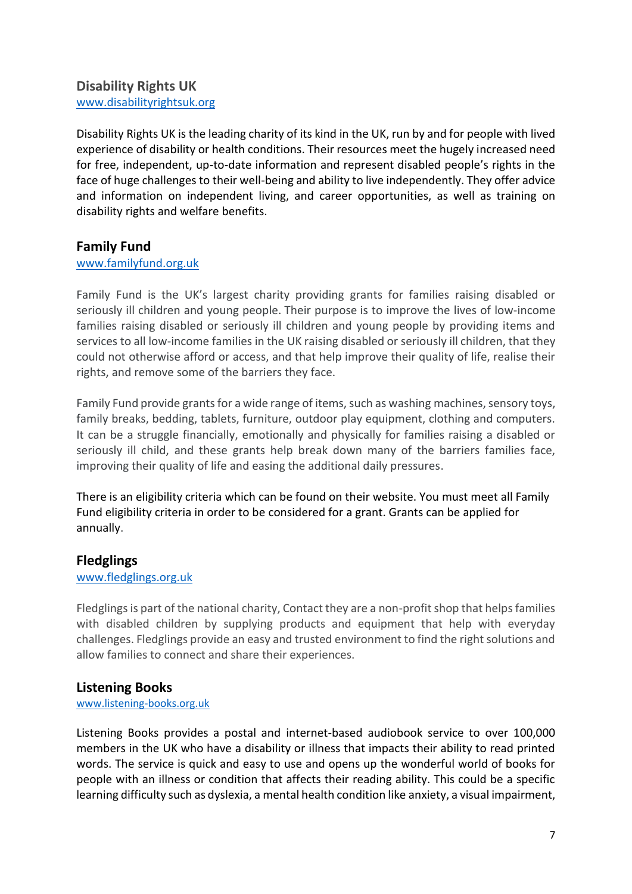### Disability Rights UK

www.disabilityrightsuk.org

Disability Rights UK is the leading charity of its kind in the UK, run by and for people with lived experience of disability or health conditions. Their resources meet the hugely increased need for free, independent, up-to-date information and represent disabled people's rights in the face of huge challenges to their well-being and ability to live independently. They offer advice and information on independent living, and career opportunities, as well as training on disability rights and welfare benefits.

### Family Fund

www.familyfund.org.uk

Family Fund is the UK's largest charity providing grants for families raising disabled or seriously ill children and young people. Their purpose is to improve the lives of low-income families raising disabled or seriously ill children and young people by providing items and services to all low-income families in the UK raising disabled or seriously ill children, that they could not otherwise afford or access, and that help improve their quality of life, realise their rights, and remove some of the barriers they face.

Family Fund provide grants for a wide range of items, such as washing machines, sensory toys, family breaks, bedding, tablets, furniture, outdoor play equipment, clothing and computers. It can be a struggle financially, emotionally and physically for families raising a disabled or seriously ill child, and these grants help break down many of the barriers families face, improving their quality of life and easing the additional daily pressures.

There is an eligibility criteria which can be found on their website. You must meet all Family Fund eligibility criteria in order to be considered for a grant. Grants can be applied for annually.

### Fledglings

www.fledglings.org.uk

Fledglings is part of the national charity, Contact they are a non-profit shop that helps families with disabled children by supplying products and equipment that help with everyday challenges. Fledglings provide an easy and trusted environment to find the right solutions and allow families to connect and share their experiences.

### Listening Books

www.listening-books.org.uk

Listening Books provides a postal and internet-based audiobook service to over 100,000 members in the UK who have a disability or illness that impacts their ability to read printed words. The service is quick and easy to use and opens up the wonderful world of books for people with an illness or condition that affects their reading ability. This could be a specific learning difficulty such as dyslexia, a mental health condition like anxiety, a visual impairment,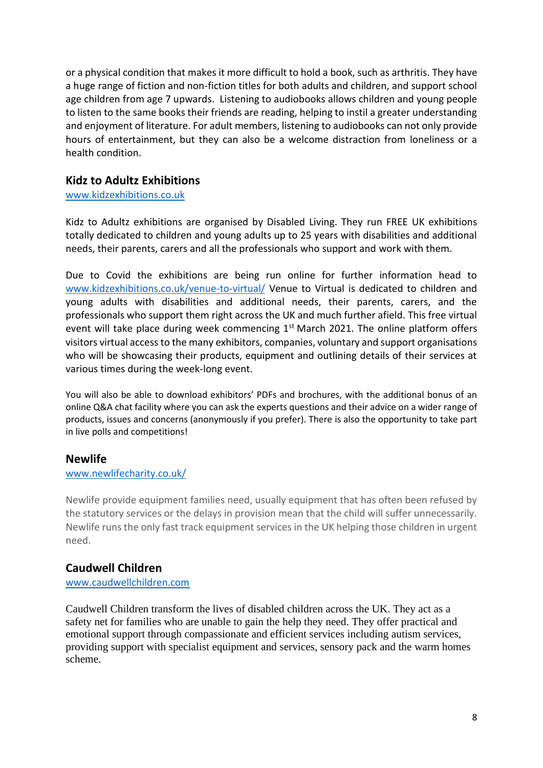or a physical condition that makes it more difficult to hold a book, such as arthritis. They have a huge range of fiction and non-fiction titles for both adults and children, and support school age children from age 7 upwards. Listening to audiobooks allows children and young people to listen to the same books their friends are reading, helping to instil a greater understanding and enjoyment of literature. For adult members, listening to audiobooks can not only provide hours of entertainment, but they can also be a welcome distraction from loneliness or a health condition.

## Kidz to Adultz Exhibitions

[www.kidzexhibitions.co.uk](http://www.kidzexhibitions.co.uk)

Kidz to Adultz exhibitions are organised by Disabled Living. They run FREE UK exhibitions totally dedicated to children and young adults up to 25 years with disabilities and additional needs, their parents, carers and all the professionals who support and work with them.

Due to Covid the exhibitions are being run online for further information head to [www.kidzexhibitions.co.uk/venue-to-virtual/](http://www.kidzexhibitions.co.uk/venue-to-virtual/) Venue to Virtual is dedicated to children and young adults with disabilities and additional needs, their parents, carers, and the professionals who support them right across the UK and much further afield. This free virtual event will take place during week commencing 1st March 2021. The online platform offers visitors virtual access to the many exhibitors, companies, voluntary and support organisations who will be showcasing their products, equipment and outlining details of their services at various times during the week-long event.

You will also be able to download exhibitors' PDFs and brochures, with the additional bonus of an online Q&A chat facility where you can ask the experts questions and their advice on a wider range of products, issues and concerns (anonymously if you prefer). There is also the opportunity to take part in live polls and competitions!

## Newlife

[www.newlifecharity.co.uk/](http://www.newlifecharity.co.uk/)

Newlife provide equipment families need, usually equipment that has often been refused by the statutory services or the delays in provision mean that the child will suffer unnecessarily. Newlife runs the only fast track equipment services in the UK helping those children in urgent need.

## Caudwell Children

[www.caudwellchildren.com](http://www.caudwellchildren.com)

Caudwell Children transform the lives of disabled children across the UK. They act as a safety net for families who are unable to gain the help they need. They offer practical and emotional support through compassionate and efficient services including autism services, providing support with specialist equipment and services, sensory pack and the warm homes scheme.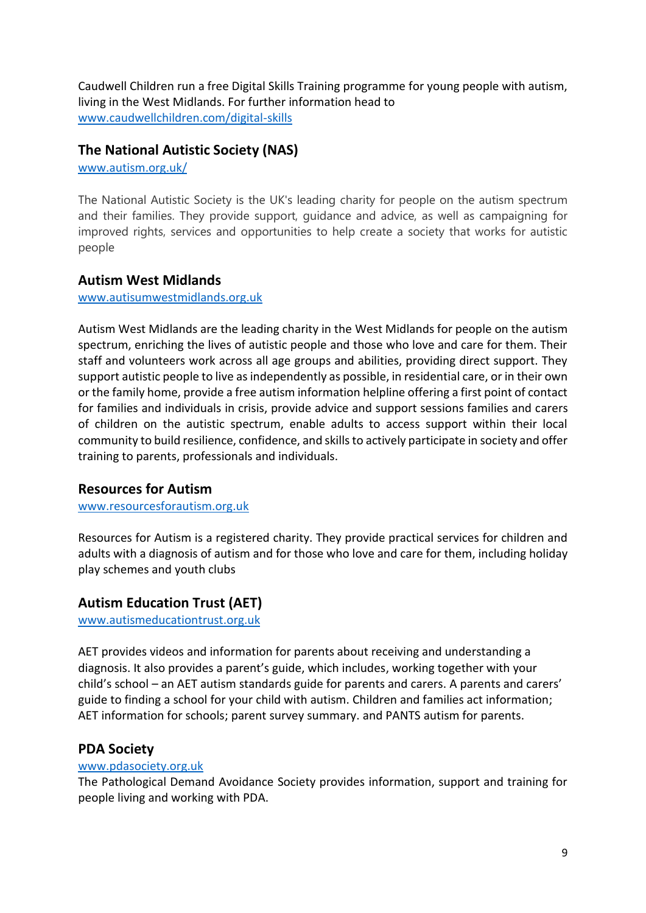Caudwell Children run a free Digital Skills Training programme for young people with autism, living in the West Midlands. For further information head to [www.caudwellchildren.com/digital-skills](www.caudwellchildren.com/digital-skills)

## The National Autistic Society (NAS)

[www.autism.org.uk/](www.autism.org.uk/)

The National Autistic Society is the UK's leading charity for people on the autism spectrum and their families. They provide support, guidance and advice, as well as campaigning for improved rights, services and opportunities to help create a society that works for autistic people

## Autism West Midlands

[www.autisumwestmidlands.org.uk](www.autisumwestmidlands.org.uk)

Autism West Midlands are the leading charity in the West Midlands for people on the autism spectrum, enriching the lives of autistic people and those who love and care for them. Their staff and volunteers work across all age groups and abilities, providing direct support. They support autistic people to live as independently as possible, in residential care, or in their own or the family home, provide a free autism information helpline offering a first point of contact for families and individuals in crisis, provide advice and support sessions families and carers of children on the autistic spectrum, enable adults to access support within their local community to build resilience, confidence, and skills to actively participate in society and offer training to parents, professionals and individuals.

## Resources for Autism

[www.resourcesforautism.org.uk](www.resourcesforautism.org.uk)

Resources for Autism is a registered charity. They provide practical services for children and adults with a diagnosis of autism and for those who love and care for them, including holiday play schemes and youth clubs

## Autism Education Trust (AET)

[www.autismeducationtrust.org.uk](www.autismeducationtrust.org.uk)

AET provides videos and information for parents about receiving and understanding a diagnosis. It also provides a parent's guide, which includes, working together with your child's school – an AET autism standards guide for parents and carers. A parents and carers' guide to finding a school for your child with autism. Children and families act information; AET information for schools; parent survey summary. and PANTS autism for parents.

## PDA Society

[www.pdasociety.org.uk](www.pdasociety.org.uk)

The Pathological Demand Avoidance Society provides information, support and training for people living and working with PDA.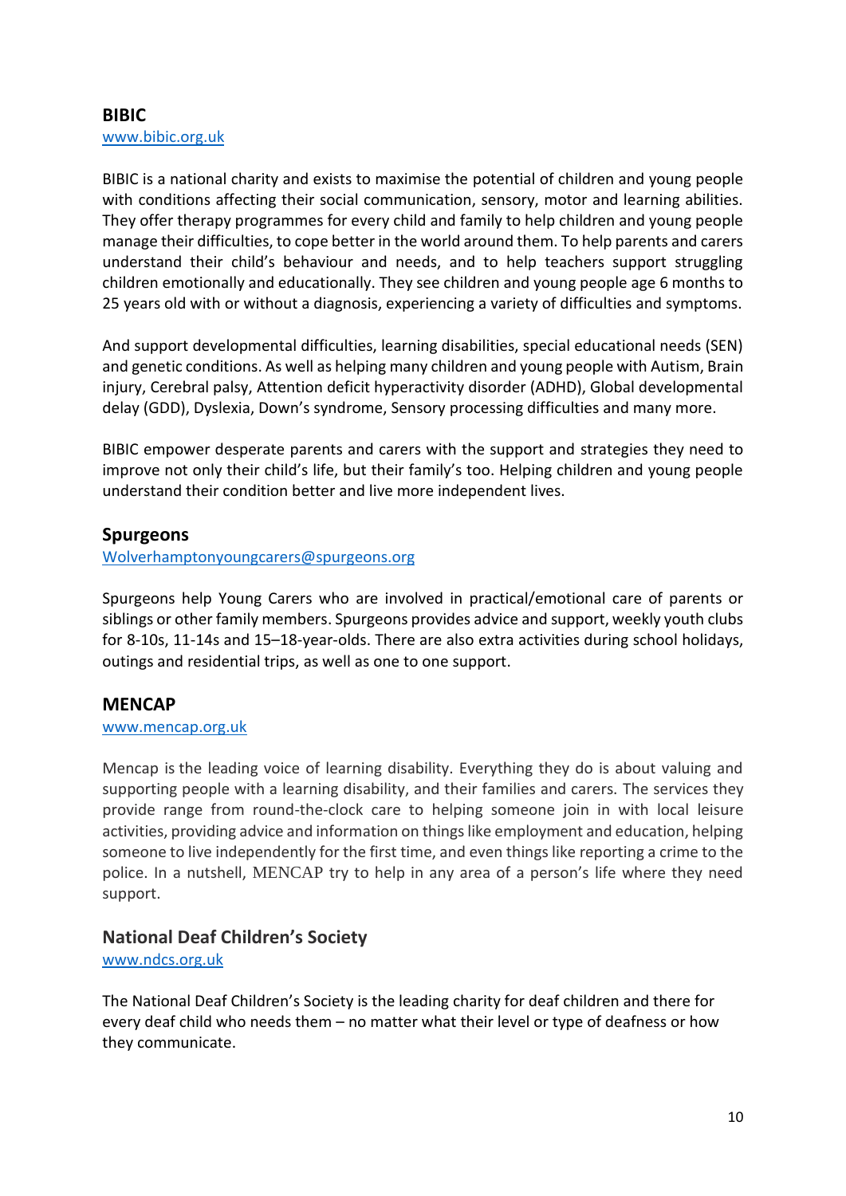## BIBIC

www.bibic.org.uk

BIBIC is a national charity and exists to maximise the potential of children and young people with conditions affecting their social communication, sensory, motor and learning abilities. They offer therapy programmes for every child and family to help children and young people manage their difficulties, to cope better in the world around them. To help parents and carers understand their child's behaviour and needs, and to help teachers support struggling children emotionally and educationally. They see children and young people age 6 months to 25 years old with or without a diagnosis, experiencing a variety of difficulties and symptoms.

And support developmental difficulties, learning disabilities, special educational needs (SEN) and genetic conditions. As well as helping many children and young people with Autism, Brain injury, Cerebral palsy, Attention deficit hyperactivity disorder (ADHD), Global developmental delay (GDD), Dyslexia, Down's syndrome, Sensory processing difficulties and many more.

BIBIC empower desperate parents and carers with the support and strategies they need to improve not only their child's life, but their family's too. Helping children and young people understand their condition better and live more independent lives.

## Spurgeons

Wolverhamptonyoungcarers@spurgeons.org

Spurgeons help Young Carers who are involved in practical/emotional care of parents or siblings or other family members. Spurgeons provides advice and support, weekly youth clubs for 8-10s, 11-14s and 15–18-year-olds. There are also extra activities during school holidays, outings and residential trips, as well as one to one support.

## MENCAP

www.mencap.org.uk

Mencap is the leading voice of learning disability. Everything they do is about valuing and supporting people with a learning disability, and their families and carers. The services they provide range from round-the-clock care to helping someone join in with local leisure activities, providing advice and information on things like employment and education, helping someone to live independently for the first time, and even things like reporting a crime to the police. In a nutshell, MENCAP try to help in any area of a person's life where they need support.

## National Deaf Children's Society

www.ndcs.org.uk

The National Deaf Children's Society is the leading charity for deaf children and there for every deaf child who needs them – no matter what their level or type of deafness or how they communicate.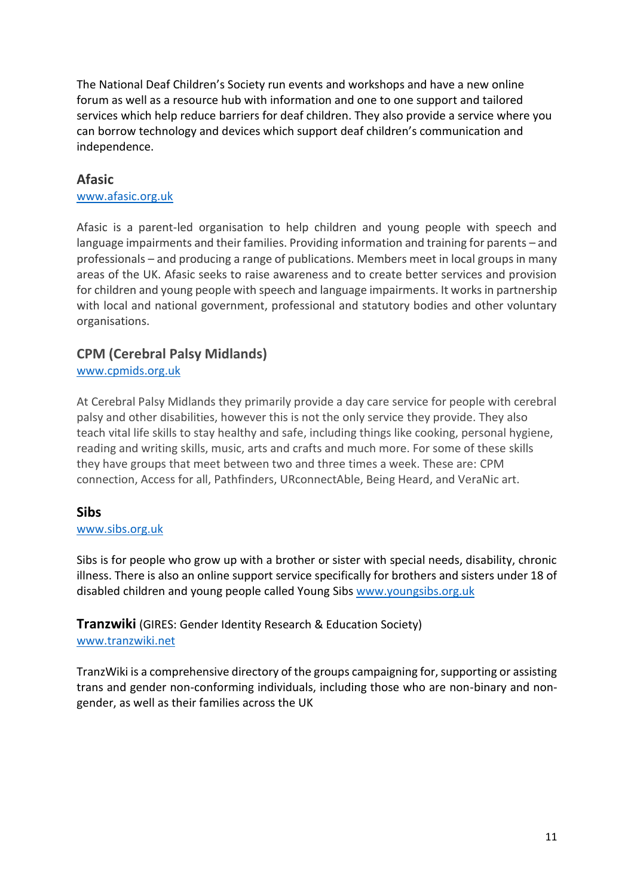The National Deaf Children's Society run events and workshops and have a new online forum as well as a resource hub with information and one to one support and tailored services which help reduce barriers for deaf children. They also provide a service where you can borrow technology and devices which support deaf children's communication and independence.

### Afasic

www.afasic.org.uk

Afasic is a parent-led organisation to help children and young people with speech and language impairments and their families. Providing information and training for parents – and professionals – and producing a range of publications. Members meet in local groups in many areas of the UK. Afasic seeks to raise awareness and to create better services and provision for children and young people with speech and language impairments. It works in partnership with local and national government, professional and statutory bodies and other voluntary organisations.

### CPM (Cerebral Palsy Midlands)

www.cpmids.org.uk

At Cerebral Palsy Midlands they primarily provide a day care service for people with cerebral palsy and other disabilities, however this is not the only service they provide. They also teach vital life skills to stay healthy and safe, including things like cooking, personal hygiene, reading and writing skills, music, arts and crafts and much more. For some of these skills they have groups that meet between two and three times a week. These are: CPM connection, Access for all, Pathfinders, URconnectAble, Being Heard, and VeraNic art.

### Sibs

www.sibs.org.uk

Sibs is for people who grow up with a brother or sister with special needs, disability, chronic illness. There is also an online support service specifically for brothers and sisters under 18 of disabled children and young people called Young Sibs www.youngsibs.org.uk

### **Tranzwiki** (GIRES: Gender Identity Research & Education Society)

www.tranzwiki.net

TranzWiki is a comprehensive directory of the groups campaigning for, supporting or assisting trans and gender non-conforming individuals, including those who are non-binary and non-gender, as well as their families across the UK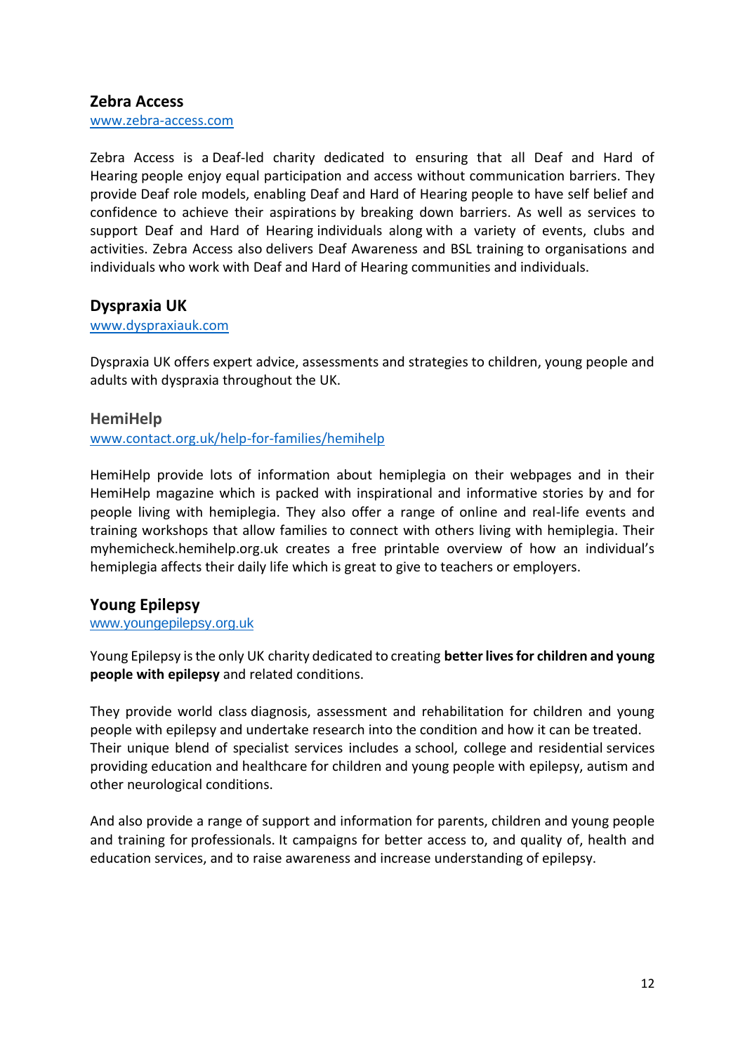## Zebra Access

www.zebra-access.com

Zebra Access is a Deaf-led charity dedicated to ensuring that all Deaf and Hard of Hearing people enjoy equal participation and access without communication barriers. They provide Deaf role models, enabling Deaf and Hard of Hearing people to have self belief and confidence to achieve their aspirations by breaking down barriers. As well as services to support Deaf and Hard of Hearing individuals along with a variety of events, clubs and activities. Zebra Access also delivers Deaf Awareness and BSL training to organisations and individuals who work with Deaf and Hard of Hearing communities and individuals.

## Dyspraxia UK

www.dyspraxiauk.com

Dyspraxia UK offers expert advice, assessments and strategies to children, young people and adults with dyspraxia throughout the UK.

## HemiHelp

www.contact.org.uk/help-for-families/hemihelp

HemiHelp provide lots of information about hemiplegia on their webpages and in their HemiHelp magazine which is packed with inspirational and informative stories by and for people living with hemiplegia. They also offer a range of online and real-life events and training workshops that allow families to connect with others living with hemiplegia. Their myhemicheck.hemihelp.org.uk creates a free printable overview of how an individual's hemiplegia affects their daily life which is great to give to teachers or employers.

## Young Epilepsy

www.youngepilepsy.org.uk

Young Epilepsy is the only UK charity dedicated to creating **better lives for children and young people with epilepsy** and related conditions.

They provide world class diagnosis, assessment and rehabilitation for children and young people with epilepsy and undertake research into the condition and how it can be treated. Their unique blend of specialist services includes a school, college and residential services providing education and healthcare for children and young people with epilepsy, autism and other neurological conditions.

And also provide a range of support and information for parents, children and young people and training for professionals. It campaigns for better access to, and quality of, health and education services, and to raise awareness and increase understanding of epilepsy.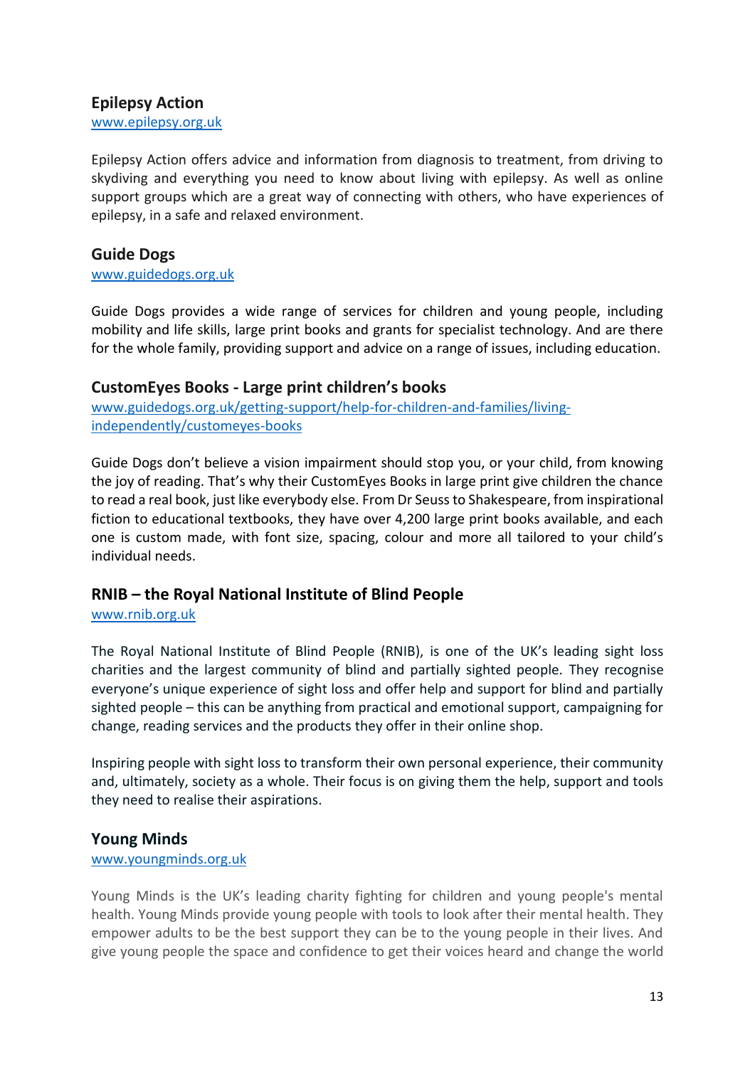## Epilepsy Action

www.epilepsy.org.uk

Epilepsy Action offers advice and information from diagnosis to treatment, from driving to skydiving and everything you need to know about living with epilepsy. As well as online support groups which are a great way of connecting with others, who have experiences of epilepsy, in a safe and relaxed environment.

## Guide Dogs

www.guidedogs.org.uk

Guide Dogs provides a wide range of services for children and young people, including mobility and life skills, large print books and grants for specialist technology. And are there for the whole family, providing support and advice on a range of issues, including education.

## CustomEyes Books - Large print children's books

www.guidedogs.org.uk/getting-support/help-for-children-and-families/living-independently/customeyes-books

Guide Dogs don't believe a vision impairment should stop you, or your child, from knowing the joy of reading. That's why their CustomEyes Books in large print give children the chance to read a real book, just like everybody else. From Dr Seuss to Shakespeare, from inspirational fiction to educational textbooks, they have over 4,200 large print books available, and each one is custom made, with font size, spacing, colour and more all tailored to your child's individual needs.

## RNIB – the Royal National Institute of Blind People

www.rnib.org.uk

The Royal National Institute of Blind People (RNIB), is one of the UK's leading sight loss charities and the largest community of blind and partially sighted people. They recognise everyone's unique experience of sight loss and offer help and support for blind and partially sighted people – this can be anything from practical and emotional support, campaigning for change, reading services and the products they offer in their online shop.

Inspiring people with sight loss to transform their own personal experience, their community and, ultimately, society as a whole. Their focus is on giving them the help, support and tools they need to realise their aspirations.

## Young Minds

www.youngminds.org.uk

Young Minds is the UK's leading charity fighting for children and young people's mental health. Young Minds provide young people with tools to look after their mental health. They empower adults to be the best support they can be to the young people in their lives. And give young people the space and confidence to get their voices heard and change the world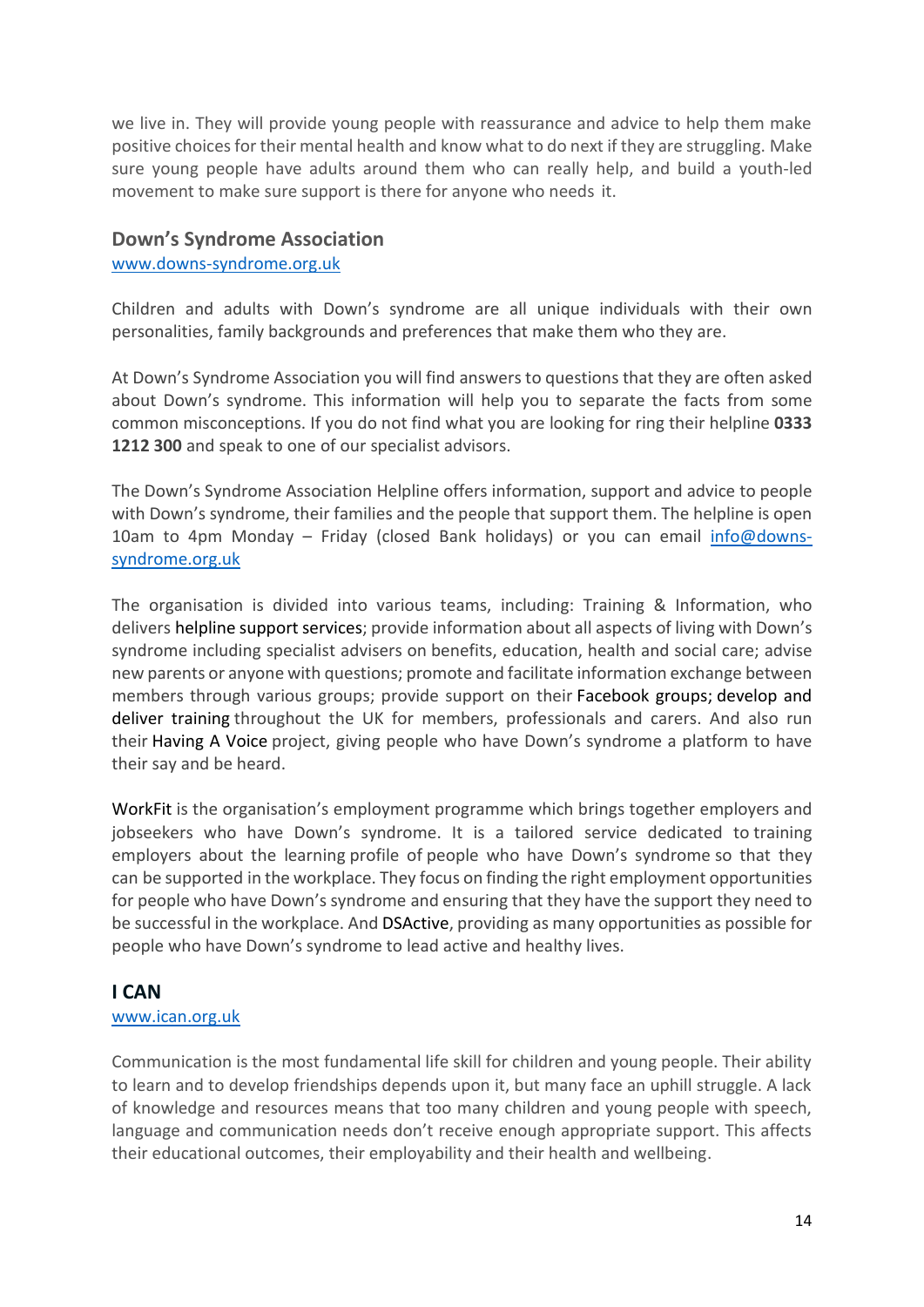we live in. They will provide young people with reassurance and advice to help them make positive choices for their mental health and know what to do next if they are struggling. Make sure young people have adults around them who can really help, and build a youth-led movement to make sure support is there for anyone who needs it.

## Down's Syndrome Association

[www.downs-syndrome.org.uk](http://www.downs-syndrome.org.uk)

Children and adults with Down's syndrome are all unique individuals with their own personalities, family backgrounds and preferences that make them who they are.

At Down's Syndrome Association you will find answers to questions that they are often asked about Down's syndrome. This information will help you to separate the facts from some common misconceptions. If you do not find what you are looking for ring their helpline **0333 1212 300** and speak to one of our specialist advisors.

The Down's Syndrome Association Helpline offers information, support and advice to people with Down's syndrome, their families and the people that support them. The helpline is open 10am to 4pm Monday – Friday (closed Bank holidays) or you can email [info@downs-syndrome.org.uk](mailto:info@downs-syndrome.org.uk)

The organisation is divided into various teams, including: Training & Information, who delivers helpline support services; provide information about all aspects of living with Down's syndrome including specialist advisers on benefits, education, health and social care; advise new parents or anyone with questions; promote and facilitate information exchange between members through various groups; provide support on their Facebook groups; develop and deliver training throughout the UK for members, professionals and carers. And also run their Having A Voice project, giving people who have Down's syndrome a platform to have their say and be heard.

WorkFit is the organisation's employment programme which brings together employers and jobseekers who have Down's syndrome. It is a tailored service dedicated to training employers about the learning profile of people who have Down's syndrome so that they can be supported in the workplace. They focus on finding the right employment opportunities for people who have Down's syndrome and ensuring that they have the support they need to be successful in the workplace. And DSActive, providing as many opportunities as possible for people who have Down's syndrome to lead active and healthy lives.

## I CAN

[www.ican.org.uk](http://www.ican.org.uk)

Communication is the most fundamental life skill for children and young people. Their ability to learn and to develop friendships depends upon it, but many face an uphill struggle. A lack of knowledge and resources means that too many children and young people with speech, language and communication needs don't receive enough appropriate support. This affects their educational outcomes, their employability and their health and wellbeing.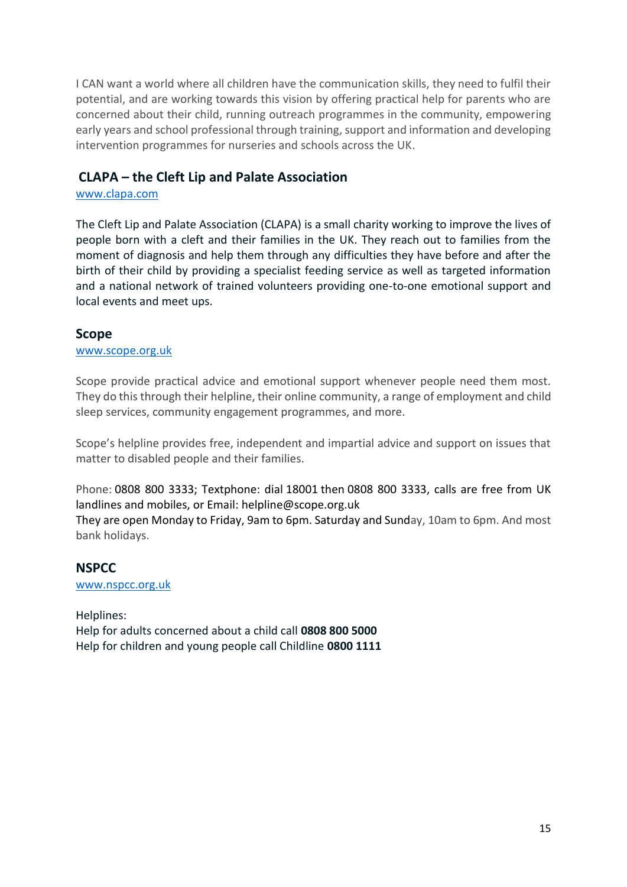I CAN want a world where all children have the communication skills, they need to fulfil their potential, and are working towards this vision by offering practical help for parents who are concerned about their child, running outreach programmes in the community, empowering early years and school professional through training, support and information and developing intervention programmes for nurseries and schools across the UK.

## CLAPA – the Cleft Lip and Palate Association

www.clapa.com

The Cleft Lip and Palate Association (CLAPA) is a small charity working to improve the lives of people born with a cleft and their families in the UK. They reach out to families from the moment of diagnosis and help them through any difficulties they have before and after the birth of their child by providing a specialist feeding service as well as targeted information and a national network of trained volunteers providing one-to-one emotional support and local events and meet ups.

## Scope

www.scope.org.uk

Scope provide practical advice and emotional support whenever people need them most. They do this through their helpline, their online community, a range of employment and child sleep services, community engagement programmes, and more.

Scope's helpline provides free, independent and impartial advice and support on issues that matter to disabled people and their families.

Phone: 0808 800 3333; Textphone: dial 18001 then 0808 800 3333, calls are free from UK landlines and mobiles, or Email: helpline@scope.org.uk
They are open Monday to Friday, 9am to 6pm. Saturday and Sunday, 10am to 6pm. And most bank holidays.

## NSPCC

www.nspcc.org.uk

Helplines:
Help for adults concerned about a child call **0808 800 5000**
Help for children and young people call Childline **0800 1111**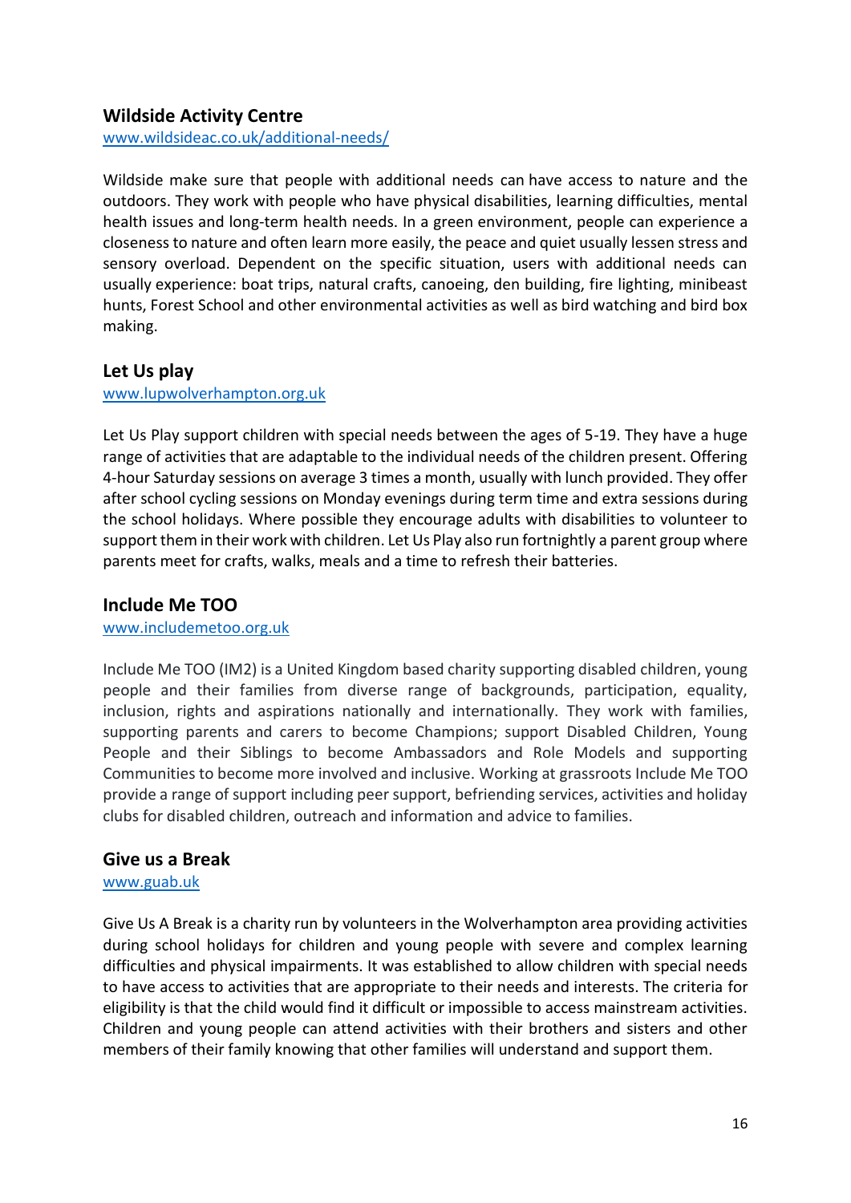### Wildside Activity Centre

www.wildsideac.co.uk/additional-needs/

Wildside make sure that people with additional needs can have access to nature and the outdoors. They work with people who have physical disabilities, learning difficulties, mental health issues and long-term health needs. In a green environment, people can experience a closeness to nature and often learn more easily, the peace and quiet usually lessen stress and sensory overload. Dependent on the specific situation, users with additional needs can usually experience: boat trips, natural crafts, canoeing, den building, fire lighting, minibeast hunts, Forest School and other environmental activities as well as bird watching and bird box making.

### Let Us play

www.lupwolverhampton.org.uk

Let Us Play support children with special needs between the ages of 5-19. They have a huge range of activities that are adaptable to the individual needs of the children present. Offering 4-hour Saturday sessions on average 3 times a month, usually with lunch provided. They offer after school cycling sessions on Monday evenings during term time and extra sessions during the school holidays. Where possible they encourage adults with disabilities to volunteer to support them in their work with children. Let Us Play also run fortnightly a parent group where parents meet for crafts, walks, meals and a time to refresh their batteries.

### Include Me TOO

www.includemetoo.org.uk

Include Me TOO (IM2) is a United Kingdom based charity supporting disabled children, young people and their families from diverse range of backgrounds, participation, equality, inclusion, rights and aspirations nationally and internationally. They work with families, supporting parents and carers to become Champions; support Disabled Children, Young People and their Siblings to become Ambassadors and Role Models and supporting Communities to become more involved and inclusive. Working at grassroots Include Me TOO provide a range of support including peer support, befriending services, activities and holiday clubs for disabled children, outreach and information and advice to families.

### Give us a Break

www.guab.uk

Give Us A Break is a charity run by volunteers in the Wolverhampton area providing activities during school holidays for children and young people with severe and complex learning difficulties and physical impairments. It was established to allow children with special needs to have access to activities that are appropriate to their needs and interests. The criteria for eligibility is that the child would find it difficult or impossible to access mainstream activities. Children and young people can attend activities with their brothers and sisters and other members of their family knowing that other families will understand and support them.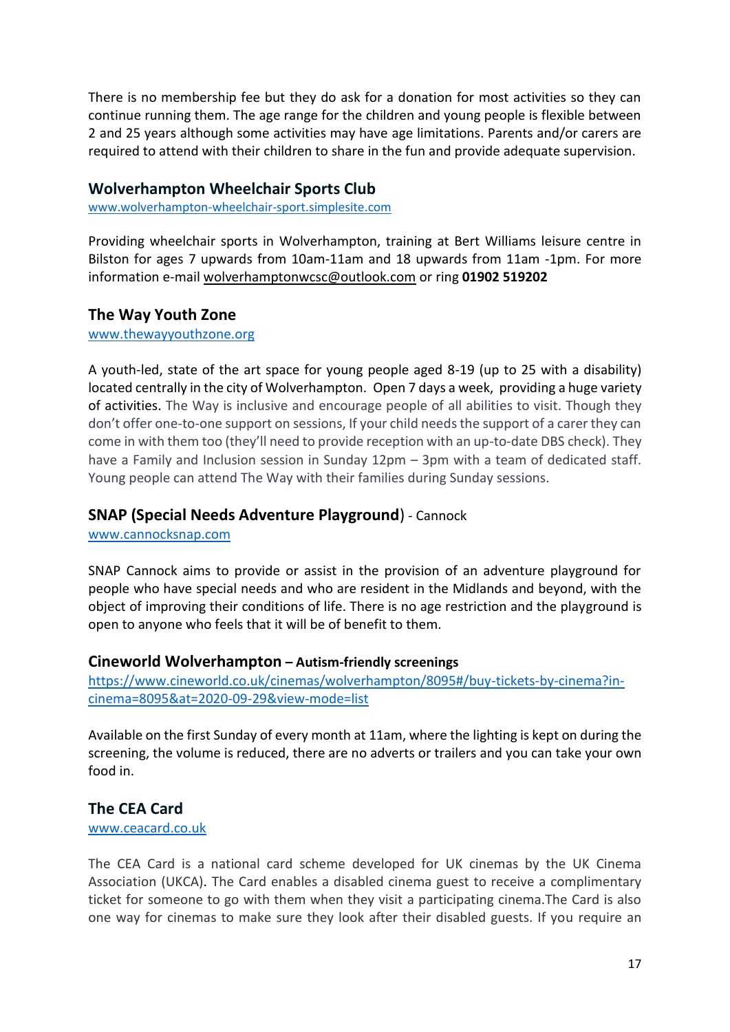There is no membership fee but they do ask for a donation for most activities so they can continue running them. The age range for the children and young people is flexible between 2 and 25 years although some activities may have age limitations. Parents and/or carers are required to attend with their children to share in the fun and provide adequate supervision.

### Wolverhampton Wheelchair Sports Club

www.wolverhampton-wheelchair-sport.simplesite.com

Providing wheelchair sports in Wolverhampton, training at Bert Williams leisure centre in Bilston for ages 7 upwards from 10am-11am and 18 upwards from 11am -1pm. For more information e-mail wolverhamptonwcsc@outlook.com or ring **01902 519202**

### The Way Youth Zone

www.thewayyouthzone.org

A youth-led, state of the art space for young people aged 8-19 (up to 25 with a disability) located centrally in the city of Wolverhampton. Open 7 days a week, providing a huge variety of activities. The Way is inclusive and encourage people of all abilities to visit. Though they don't offer one-to-one support on sessions, If your child needs the support of a carer they can come in with them too (they'll need to provide reception with an up-to-date DBS check). They have a Family and Inclusion session in Sunday 12pm – 3pm with a team of dedicated staff. Young people can attend The Way with their families during Sunday sessions.

### SNAP (Special Needs Adventure Playground) - Cannock

www.cannocksnap.com

SNAP Cannock aims to provide or assist in the provision of an adventure playground for people who have special needs and who are resident in the Midlands and beyond, with the object of improving their conditions of life. There is no age restriction and the playground is open to anyone who feels that it will be of benefit to them.

### Cineworld Wolverhampton – Autism-friendly screenings

https://www.cineworld.co.uk/cinemas/wolverhampton/8095#/buy-tickets-by-cinema?in-cinema=8095&at=2020-09-29&view-mode=list

Available on the first Sunday of every month at 11am, where the lighting is kept on during the screening, the volume is reduced, there are no adverts or trailers and you can take your own food in.

### The CEA Card

www.ceacard.co.uk

The CEA Card is a national card scheme developed for UK cinemas by the UK Cinema Association (UKCA). The Card enables a disabled cinema guest to receive a complimentary ticket for someone to go with them when they visit a participating cinema.The Card is also one way for cinemas to make sure they look after their disabled guests. If you require an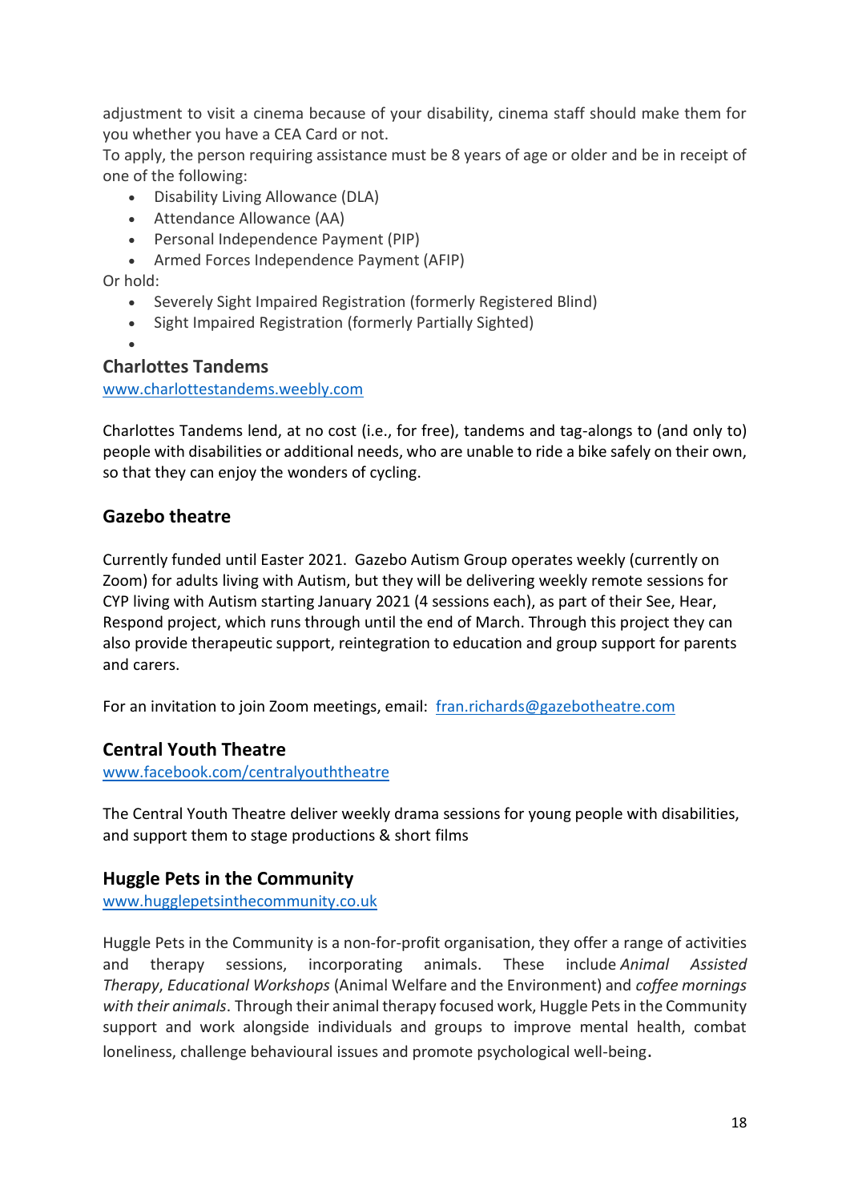adjustment to visit a cinema because of your disability, cinema staff should make them for you whether you have a CEA Card or not.
To apply, the person requiring assistance must be 8 years of age or older and be in receipt of one of the following:

- Disability Living Allowance (DLA)
- Attendance Allowance (AA)
- Personal Independence Payment (PIP)
- Armed Forces Independence Payment (AFIP)

Or hold:

- Severely Sight Impaired Registration (formerly Registered Blind)
- Sight Impaired Registration (formerly Partially Sighted)

### Charlottes Tandems

www.charlottestandems.weebly.com

Charlottes Tandems lend, at no cost (i.e., for free), tandems and tag-alongs to (and only to) people with disabilities or additional needs, who are unable to ride a bike safely on their own, so that they can enjoy the wonders of cycling.

### Gazebo theatre

Currently funded until Easter 2021. Gazebo Autism Group operates weekly (currently on Zoom) for adults living with Autism, but they will be delivering weekly remote sessions for CYP living with Autism starting January 2021 (4 sessions each), as part of their See, Hear, Respond project, which runs through until the end of March. Through this project they can also provide therapeutic support, reintegration to education and group support for parents and carers.

For an invitation to join Zoom meetings, email: fran.richards@gazebotheatre.com

### Central Youth Theatre

www.facebook.com/centralyouththeatre

The Central Youth Theatre deliver weekly drama sessions for young people with disabilities, and support them to stage productions & short films

### Huggle Pets in the Community

www.hugglepetsinthecommunity.co.uk

Huggle Pets in the Community is a non-for-profit organisation, they offer a range of activities and therapy sessions, incorporating animals. These include *Animal Assisted Therapy*, *Educational Workshops* (Animal Welfare and the Environment) and *coffee mornings with their animals*. Through their animal therapy focused work, Huggle Pets in the Community support and work alongside individuals and groups to improve mental health, combat loneliness, challenge behavioural issues and promote psychological well-being.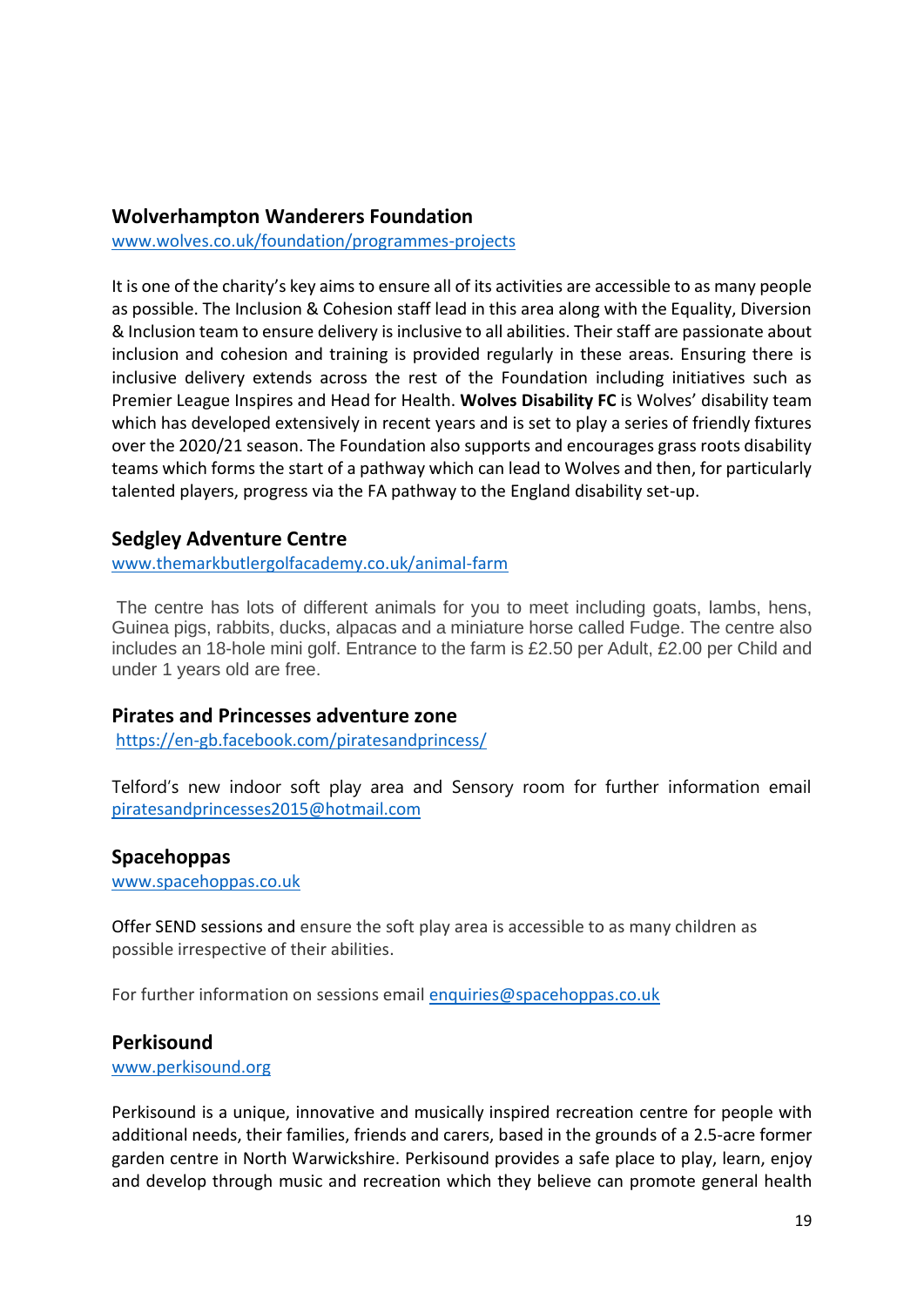## Wolverhampton Wanderers Foundation

www.wolves.co.uk/foundation/programmes-projects

It is one of the charity's key aims to ensure all of its activities are accessible to as many people as possible. The Inclusion & Cohesion staff lead in this area along with the Equality, Diversion & Inclusion team to ensure delivery is inclusive to all abilities. Their staff are passionate about inclusion and cohesion and training is provided regularly in these areas. Ensuring there is inclusive delivery extends across the rest of the Foundation including initiatives such as Premier League Inspires and Head for Health. **Wolves Disability FC** is Wolves' disability team which has developed extensively in recent years and is set to play a series of friendly fixtures over the 2020/21 season. The Foundation also supports and encourages grass roots disability teams which forms the start of a pathway which can lead to Wolves and then, for particularly talented players, progress via the FA pathway to the England disability set-up.

## Sedgley Adventure Centre

www.themarkbutlergolfacademy.co.uk/animal-farm

The centre has lots of different animals for you to meet including goats, lambs, hens, Guinea pigs, rabbits, ducks, alpacas and a miniature horse called Fudge. The centre also includes an 18-hole mini golf. Entrance to the farm is £2.50 per Adult, £2.00 per Child and under 1 years old are free.

## Pirates and Princesses adventure zone

https://en-gb.facebook.com/piratesandprincess/

Telford's new indoor soft play area and Sensory room for further information email piratesandprincesses2015@hotmail.com

## Spacehoppas

www.spacehoppas.co.uk

Offer SEND sessions and ensure the soft play area is accessible to as many children as possible irrespective of their abilities.

For further information on sessions email enquiries@spacehoppas.co.uk

## Perkisound

www.perkisound.org

Perkisound is a unique, innovative and musically inspired recreation centre for people with additional needs, their families, friends and carers, based in the grounds of a 2.5-acre former garden centre in North Warwickshire. Perkisound provides a safe place to play, learn, enjoy and develop through music and recreation which they believe can promote general health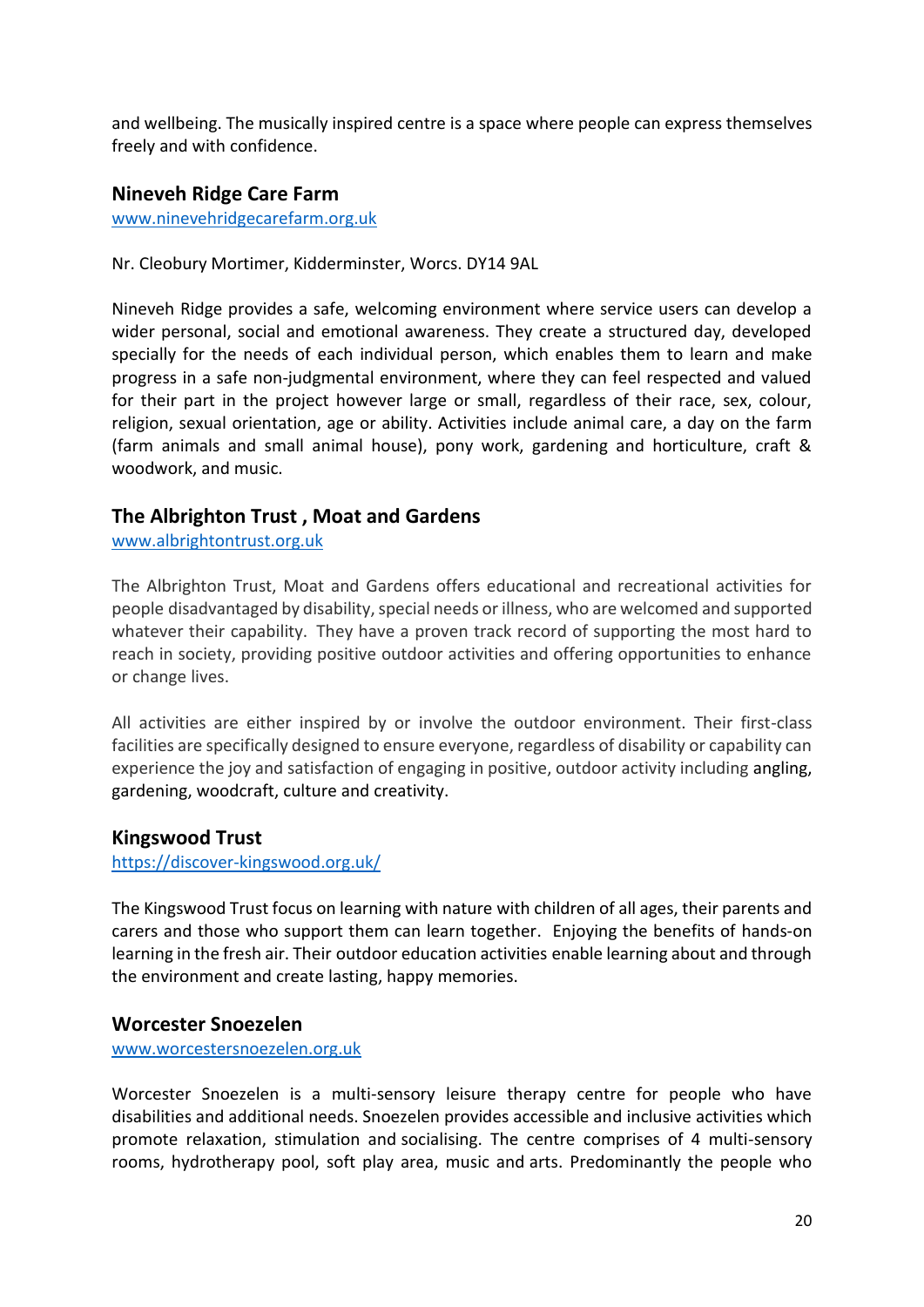and wellbeing. The musically inspired centre is a space where people can express themselves freely and with confidence.

## Nineveh Ridge Care Farm

www.ninevehridgecarefarm.org.uk

Nr. Cleobury Mortimer, Kidderminster, Worcs. DY14 9AL

Nineveh Ridge provides a safe, welcoming environment where service users can develop a wider personal, social and emotional awareness. They create a structured day, developed specially for the needs of each individual person, which enables them to learn and make progress in a safe non-judgmental environment, where they can feel respected and valued for their part in the project however large or small, regardless of their race, sex, colour, religion, sexual orientation, age or ability. Activities include animal care, a day on the farm (farm animals and small animal house), pony work, gardening and horticulture, craft & woodwork, and music.

## The Albrighton Trust , Moat and Gardens

www.albrightontrust.org.uk

The Albrighton Trust, Moat and Gardens offers educational and recreational activities for people disadvantaged by disability, special needs or illness, who are welcomed and supported whatever their capability. They have a proven track record of supporting the most hard to reach in society, providing positive outdoor activities and offering opportunities to enhance or change lives.

All activities are either inspired by or involve the outdoor environment. Their first-class facilities are specifically designed to ensure everyone, regardless of disability or capability can experience the joy and satisfaction of engaging in positive, outdoor activity including angling, gardening, woodcraft, culture and creativity.

## Kingswood Trust

https://discover-kingswood.org.uk/

The Kingswood Trust focus on learning with nature with children of all ages, their parents and carers and those who support them can learn together. Enjoying the benefits of hands-on learning in the fresh air. Their outdoor education activities enable learning about and through the environment and create lasting, happy memories.

## Worcester Snoezelen

www.worcestersnoezelen.org.uk

Worcester Snoezelen is a multi-sensory leisure therapy centre for people who have disabilities and additional needs. Snoezelen provides accessible and inclusive activities which promote relaxation, stimulation and socialising. The centre comprises of 4 multi-sensory rooms, hydrotherapy pool, soft play area, music and arts. Predominantly the people who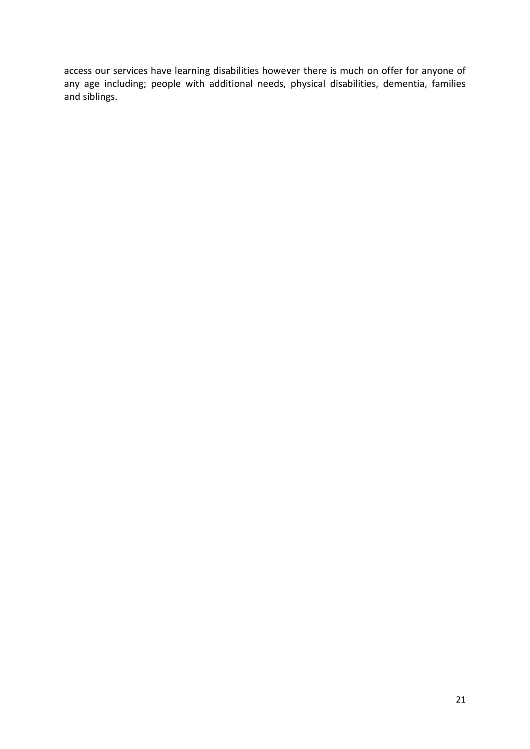access our services have learning disabilities however there is much on offer for anyone of any age including; people with additional needs, physical disabilities, dementia, families and siblings.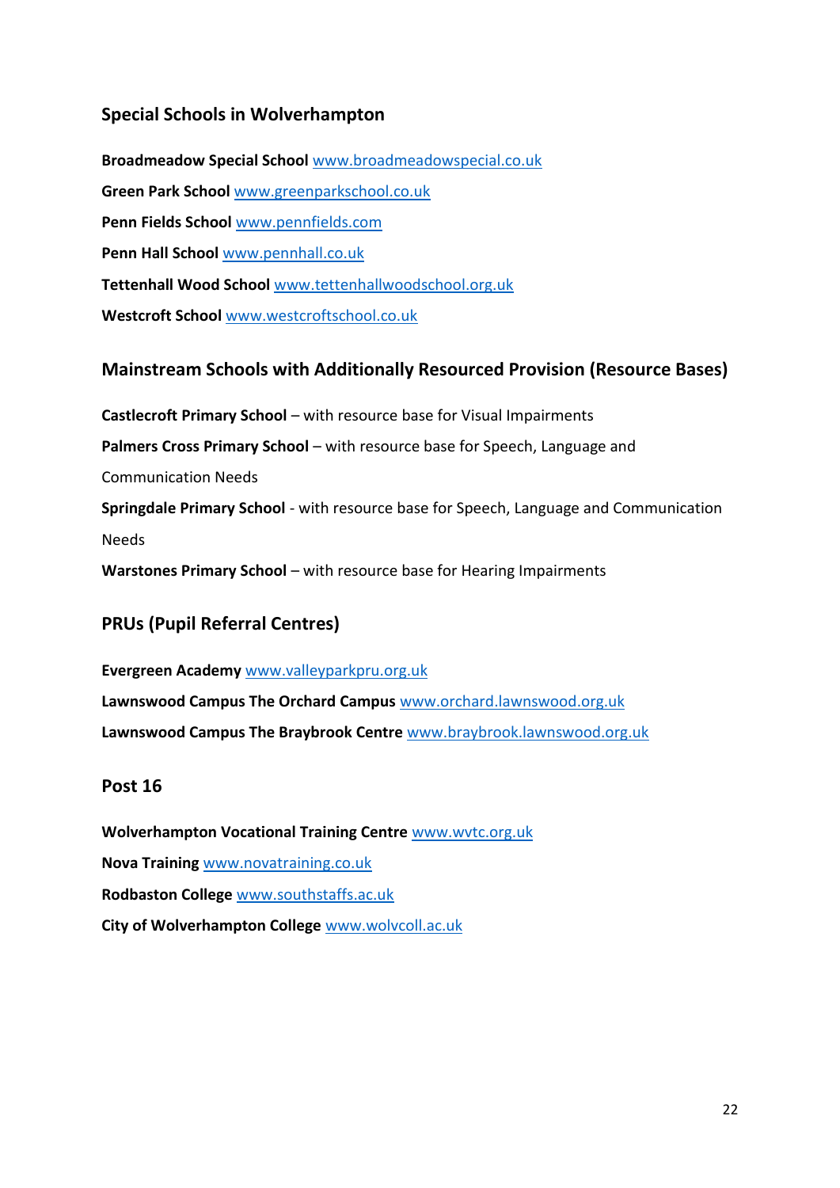## Special Schools in Wolverhampton

**Broadmeadow Special School** www.broadmeadowspecial.co.uk

**Green Park School** www.greenparkschool.co.uk

**Penn Fields School** www.pennfields.com

**Penn Hall School** www.pennhall.co.uk

**Tettenhall Wood School** www.tettenhallwoodschool.org.uk

**Westcroft School** www.westcroftschool.co.uk

## Mainstream Schools with Additionally Resourced Provision (Resource Bases)

**Castlecroft Primary School** – with resource base for Visual Impairments

**Palmers Cross Primary School** – with resource base for Speech, Language and Communication Needs

**Springdale Primary School** - with resource base for Speech, Language and Communication Needs

**Warstones Primary School** – with resource base for Hearing Impairments

## PRUs (Pupil Referral Centres)

**Evergreen Academy** www.valleyparkpru.org.uk

**Lawnswood Campus The Orchard Campus** www.orchard.lawnswood.org.uk

**Lawnswood Campus The Braybrook Centre** www.braybrook.lawnswood.org.uk

## Post 16

**Wolverhampton Vocational Training Centre** www.wvtc.org.uk

**Nova Training** www.novatraining.co.uk

**Rodbaston College** www.southstaffs.ac.uk

**City of Wolverhampton College** www.wolvcoll.ac.uk